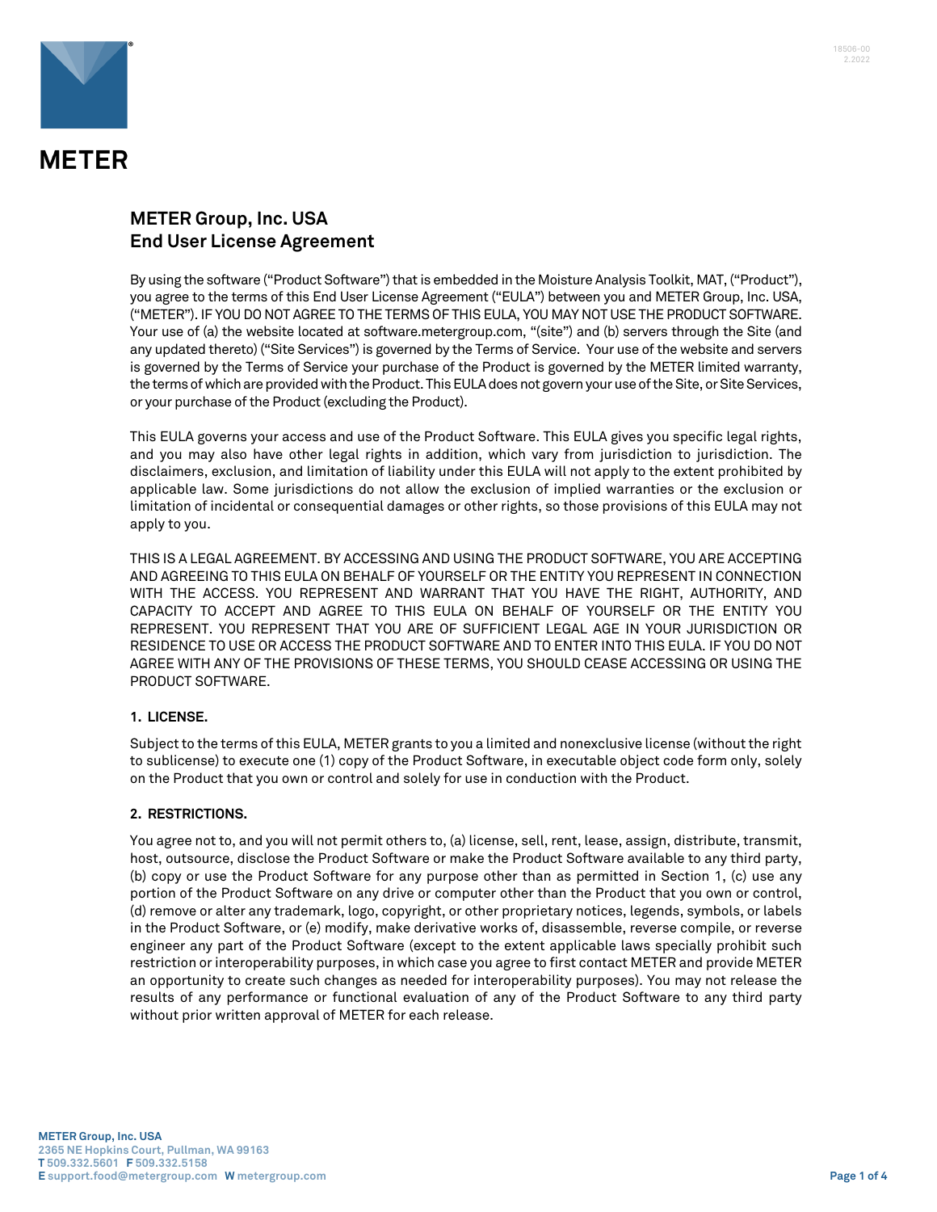METER

# METER Group, Inc. USA
# End User License Agreement

By using the software ("Product Software") that is embedded in the Moisture Analysis Toolkit, MAT, ("Product"), you agree to the terms of this End User License Agreement ("EULA") between you and METER Group, Inc. USA, ("METER"). IF YOU DO NOT AGREE TO THE TERMS OF THIS EULA, YOU MAY NOT USE THE PRODUCT SOFTWARE. Your use of (a) the website located at software.metergroup.com, "(site") and (b) servers through the Site (and any updated thereto) ("Site Services") is governed by the Terms of Service. Your use of the website and servers is governed by the Terms of Service your purchase of the Product is governed by the METER limited warranty, the terms of which are provided with the Product. This EULA does not govern your use of the Site, or Site Services, or your purchase of the Product (excluding the Product).

This EULA governs your access and use of the Product Software. This EULA gives you specific legal rights, and you may also have other legal rights in addition, which vary from jurisdiction to jurisdiction. The disclaimers, exclusion, and limitation of liability under this EULA will not apply to the extent prohibited by applicable law. Some jurisdictions do not allow the exclusion of implied warranties or the exclusion or limitation of incidental or consequential damages or other rights, so those provisions of this EULA may not apply to you.

THIS IS A LEGAL AGREEMENT. BY ACCESSING AND USING THE PRODUCT SOFTWARE, YOU ARE ACCEPTING AND AGREEING TO THIS EULA ON BEHALF OF YOURSELF OR THE ENTITY YOU REPRESENT IN CONNECTION WITH THE ACCESS. YOU REPRESENT AND WARRANT THAT YOU HAVE THE RIGHT, AUTHORITY, AND CAPACITY TO ACCEPT AND AGREE TO THIS EULA ON BEHALF OF YOURSELF OR THE ENTITY YOU REPRESENT. YOU REPRESENT THAT YOU ARE OF SUFFICIENT LEGAL AGE IN YOUR JURISDICTION OR RESIDENCE TO USE OR ACCESS THE PRODUCT SOFTWARE AND TO ENTER INTO THIS EULA. IF YOU DO NOT AGREE WITH ANY OF THE PROVISIONS OF THESE TERMS, YOU SHOULD CEASE ACCESSING OR USING THE PRODUCT SOFTWARE.

## 1. LICENSE.

Subject to the terms of this EULA, METER grants to you a limited and nonexclusive license (without the right to sublicense) to execute one (1) copy of the Product Software, in executable object code form only, solely on the Product that you own or control and solely for use in conduction with the Product.

## 2. RESTRICTIONS.

You agree not to, and you will not permit others to, (a) license, sell, rent, lease, assign, distribute, transmit, host, outsource, disclose the Product Software or make the Product Software available to any third party, (b) copy or use the Product Software for any purpose other than as permitted in Section 1, (c) use any portion of the Product Software on any drive or computer other than the Product that you own or control, (d) remove or alter any trademark, logo, copyright, or other proprietary notices, legends, symbols, or labels in the Product Software, or (e) modify, make derivative works of, disassemble, reverse compile, or reverse engineer any part of the Product Software (except to the extent applicable laws specially prohibit such restriction or interoperability purposes, in which case you agree to first contact METER and provide METER an opportunity to create such changes as needed for interoperability purposes). You may not release the results of any performance or functional evaluation of any of the Product Software to any third party without prior written approval of METER for each release.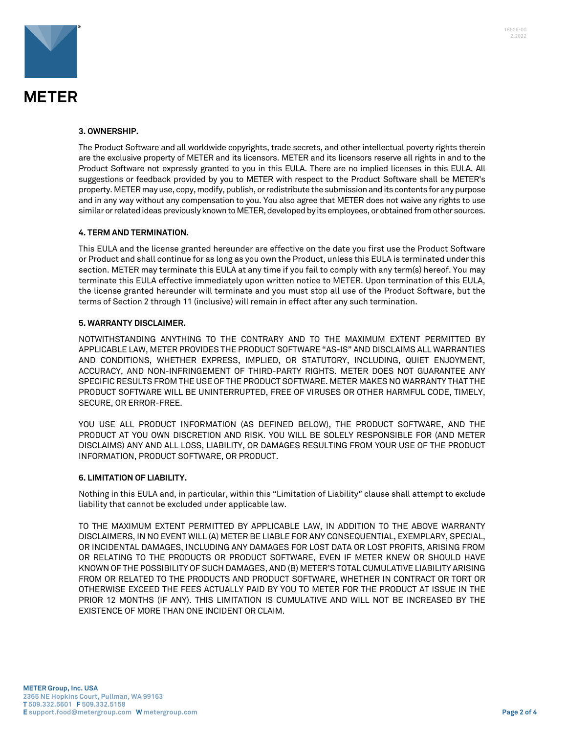### 3. OWNERSHIP.

The Product Software and all worldwide copyrights, trade secrets, and other intellectual poverty rights therein are the exclusive property of METER and its licensors. METER and its licensors reserve all rights in and to the Product Software not expressly granted to you in this EULA. There are no implied licenses in this EULA. All suggestions or feedback provided by you to METER with respect to the Product Software shall be METER's property. METER may use, copy, modify, publish, or redistribute the submission and its contents for any purpose and in any way without any compensation to you. You also agree that METER does not waive any rights to use similar or related ideas previously known to METER, developed by its employees, or obtained from other sources.

### 4. TERM AND TERMINATION.

This EULA and the license granted hereunder are effective on the date you first use the Product Software or Product and shall continue for as long as you own the Product, unless this EULA is terminated under this section. METER may terminate this EULA at any time if you fail to comply with any term(s) hereof. You may terminate this EULA effective immediately upon written notice to METER. Upon termination of this EULA, the license granted hereunder will terminate and you must stop all use of the Product Software, but the terms of Section 2 through 11 (inclusive) will remain in effect after any such termination.

### 5. WARRANTY DISCLAIMER.

NOTWITHSTANDING ANYTHING TO THE CONTRARY AND TO THE MAXIMUM EXTENT PERMITTED BY APPLICABLE LAW, METER PROVIDES THE PRODUCT SOFTWARE "AS-IS" AND DISCLAIMS ALL WARRANTIES AND CONDITIONS, WHETHER EXPRESS, IMPLIED, OR STATUTORY, INCLUDING, QUIET ENJOYMENT, ACCURACY, AND NON-INFRINGEMENT OF THIRD-PARTY RIGHTS. METER DOES NOT GUARANTEE ANY SPECIFIC RESULTS FROM THE USE OF THE PRODUCT SOFTWARE. METER MAKES NO WARRANTY THAT THE PRODUCT SOFTWARE WILL BE UNINTERRUPTED, FREE OF VIRUSES OR OTHER HARMFUL CODE, TIMELY, SECURE, OR ERROR-FREE.

YOU USE ALL PRODUCT INFORMATION (AS DEFINED BELOW), THE PRODUCT SOFTWARE, AND THE PRODUCT AT YOU OWN DISCRETION AND RISK. YOU WILL BE SOLELY RESPONSIBLE FOR (AND METER DISCLAIMS) ANY AND ALL LOSS, LIABILITY, OR DAMAGES RESULTING FROM YOUR USE OF THE PRODUCT INFORMATION, PRODUCT SOFTWARE, OR PRODUCT.

### 6. LIMITATION OF LIABILITY.

Nothing in this EULA and, in particular, within this "Limitation of Liability" clause shall attempt to exclude liability that cannot be excluded under applicable law.

TO THE MAXIMUM EXTENT PERMITTED BY APPLICABLE LAW, IN ADDITION TO THE ABOVE WARRANTY DISCLAIMERS, IN NO EVENT WILL (A) METER BE LIABLE FOR ANY CONSEQUENTIAL, EXEMPLARY, SPECIAL, OR INCIDENTAL DAMAGES, INCLUDING ANY DAMAGES FOR LOST DATA OR LOST PROFITS, ARISING FROM OR RELATING TO THE PRODUCTS OR PRODUCT SOFTWARE, EVEN IF METER KNEW OR SHOULD HAVE KNOWN OF THE POSSIBILITY OF SUCH DAMAGES, AND (B) METER'S TOTAL CUMULATIVE LIABILITY ARISING FROM OR RELATED TO THE PRODUCTS AND PRODUCT SOFTWARE, WHETHER IN CONTRACT OR TORT OR OTHERWISE EXCEED THE FEES ACTUALLY PAID BY YOU TO METER FOR THE PRODUCT AT ISSUE IN THE PRIOR 12 MONTHS (IF ANY). THIS LIMITATION IS CUMULATIVE AND WILL NOT BE INCREASED BY THE EXISTENCE OF MORE THAN ONE INCIDENT OR CLAIM.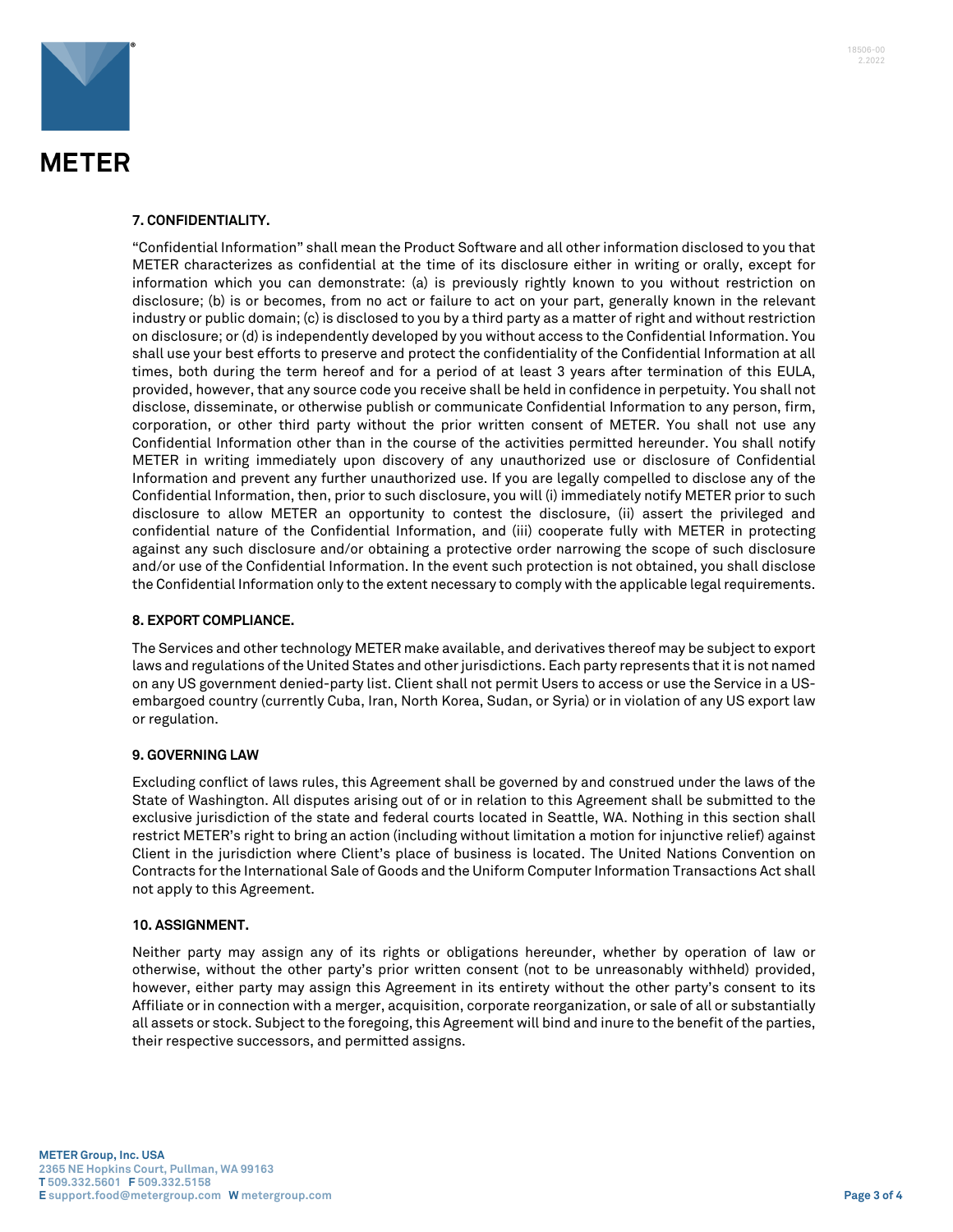### 7. CONFIDENTIALITY.

"Confidential Information" shall mean the Product Software and all other information disclosed to you that METER characterizes as confidential at the time of its disclosure either in writing or orally, except for information which you can demonstrate: (a) is previously rightly known to you without restriction on disclosure; (b) is or becomes, from no act or failure to act on your part, generally known in the relevant industry or public domain; (c) is disclosed to you by a third party as a matter of right and without restriction on disclosure; or (d) is independently developed by you without access to the Confidential Information. You shall use your best efforts to preserve and protect the confidentiality of the Confidential Information at all times, both during the term hereof and for a period of at least 3 years after termination of this EULA, provided, however, that any source code you receive shall be held in confidence in perpetuity. You shall not disclose, disseminate, or otherwise publish or communicate Confidential Information to any person, firm, corporation, or other third party without the prior written consent of METER. You shall not use any Confidential Information other than in the course of the activities permitted hereunder. You shall notify METER in writing immediately upon discovery of any unauthorized use or disclosure of Confidential Information and prevent any further unauthorized use. If you are legally compelled to disclose any of the Confidential Information, then, prior to such disclosure, you will (i) immediately notify METER prior to such disclosure to allow METER an opportunity to contest the disclosure, (ii) assert the privileged and confidential nature of the Confidential Information, and (iii) cooperate fully with METER in protecting against any such disclosure and/or obtaining a protective order narrowing the scope of such disclosure and/or use of the Confidential Information. In the event such protection is not obtained, you shall disclose the Confidential Information only to the extent necessary to comply with the applicable legal requirements.

### 8. EXPORT COMPLIANCE.

The Services and other technology METER make available, and derivatives thereof may be subject to export laws and regulations of the United States and other jurisdictions. Each party represents that it is not named on any US government denied-party list. Client shall not permit Users to access or use the Service in a US-embargoed country (currently Cuba, Iran, North Korea, Sudan, or Syria) or in violation of any US export law or regulation.

### 9. GOVERNING LAW

Excluding conflict of laws rules, this Agreement shall be governed by and construed under the laws of the State of Washington. All disputes arising out of or in relation to this Agreement shall be submitted to the exclusive jurisdiction of the state and federal courts located in Seattle, WA. Nothing in this section shall restrict METER's right to bring an action (including without limitation a motion for injunctive relief) against Client in the jurisdiction where Client's place of business is located. The United Nations Convention on Contracts for the International Sale of Goods and the Uniform Computer Information Transactions Act shall not apply to this Agreement.

### 10. ASSIGNMENT.

Neither party may assign any of its rights or obligations hereunder, whether by operation of law or otherwise, without the other party's prior written consent (not to be unreasonably withheld) provided, however, either party may assign this Agreement in its entirety without the other party's consent to its Affiliate or in connection with a merger, acquisition, corporate reorganization, or sale of all or substantially all assets or stock. Subject to the foregoing, this Agreement will bind and inure to the benefit of the parties, their respective successors, and permitted assigns.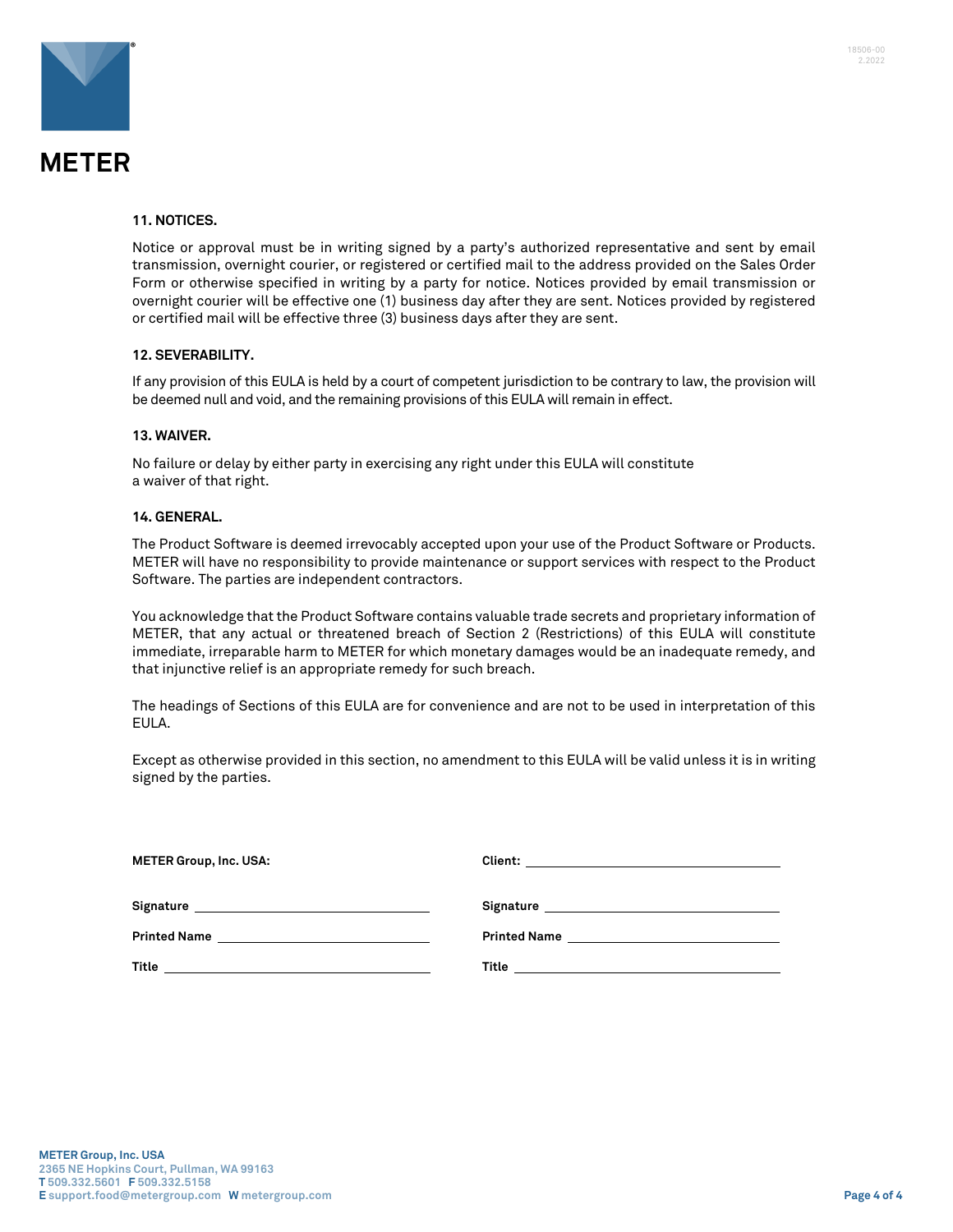### 11. NOTICES.

Notice or approval must be in writing signed by a party's authorized representative and sent by email transmission, overnight courier, or registered or certified mail to the address provided on the Sales Order Form or otherwise specified in writing by a party for notice. Notices provided by email transmission or overnight courier will be effective one (1) business day after they are sent. Notices provided by registered or certified mail will be effective three (3) business days after they are sent.

### 12. SEVERABILITY.

If any provision of this EULA is held by a court of competent jurisdiction to be contrary to law, the provision will be deemed null and void, and the remaining provisions of this EULA will remain in effect.

### 13. WAIVER.

No failure or delay by either party in exercising any right under this EULA will constitute a waiver of that right.

### 14. GENERAL.

The Product Software is deemed irrevocably accepted upon your use of the Product Software or Products. METER will have no responsibility to provide maintenance or support services with respect to the Product Software. The parties are independent contractors.

You acknowledge that the Product Software contains valuable trade secrets and proprietary information of METER, that any actual or threatened breach of Section 2 (Restrictions) of this EULA will constitute immediate, irreparable harm to METER for which monetary damages would be an inadequate remedy, and that injunctive relief is an appropriate remedy for such breach.

The headings of Sections of this EULA are for convenience and are not to be used in interpretation of this EULA.

Except as otherwise provided in this section, no amendment to this EULA will be valid unless it is in writing signed by the parties.

**METER Group, Inc. USA:**

**Signature** ______________________________

**Printed Name** ______________________________

**Title** ______________________________

**Client:** ______________________________

**Signature** ______________________________

**Printed Name** ______________________________

**Title** ______________________________

**METER Group, Inc. USA**
2365 NE Hopkins Court, Pullman, WA 99163
**T** 509.332.5601 **F** 509.332.5158
**E** support.food@metergroup.com **W** metergroup.com